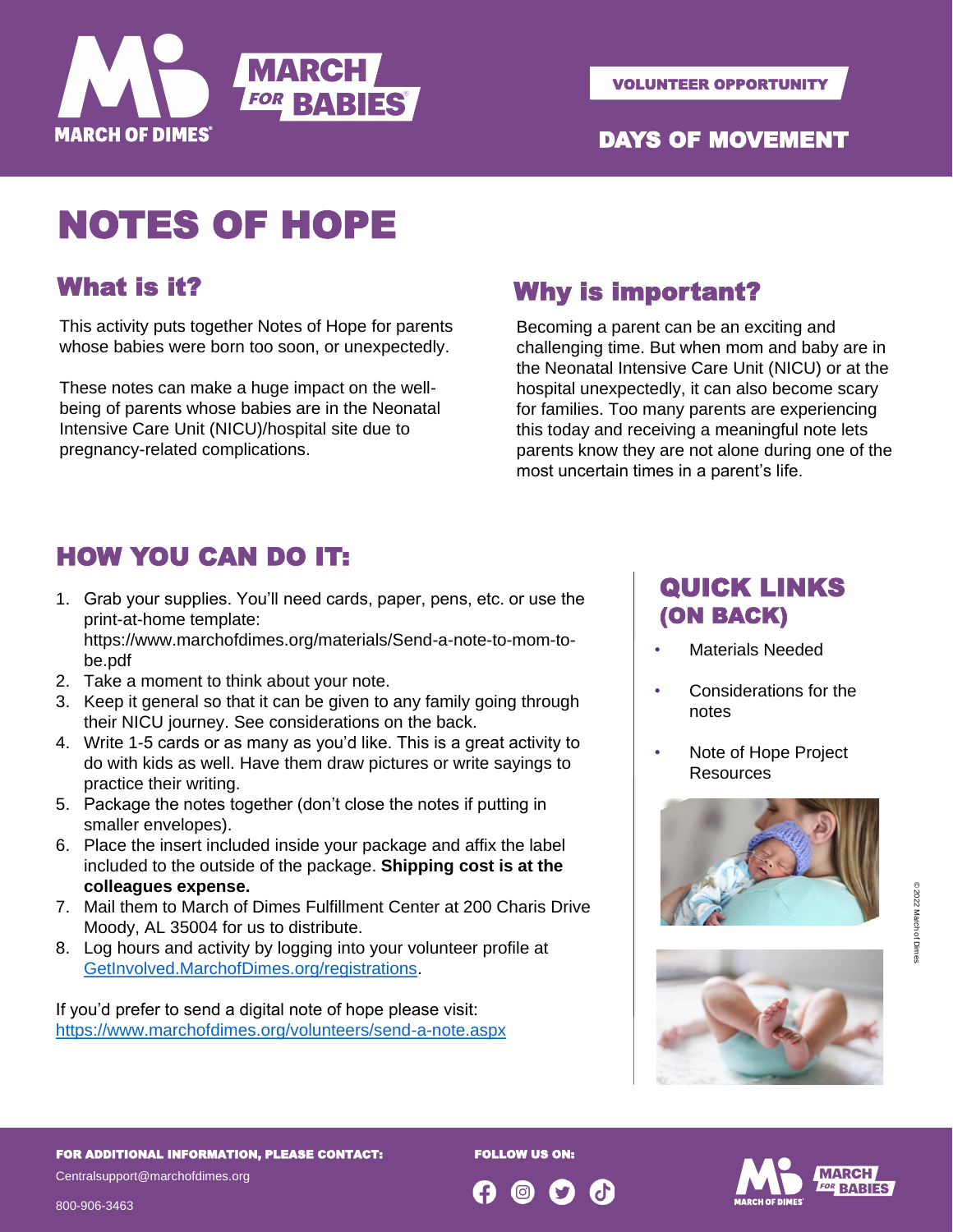MARCH OF DIMES | MARCH FOR BABIES

VOLUNTEER OPPORTUNITY

DAYS OF MOVEMENT

# NOTES OF HOPE

## What is it?

This activity puts together Notes of Hope for parents whose babies were born too soon, or unexpectedly.

These notes can make a huge impact on the well-being of parents whose babies are in the Neonatal Intensive Care Unit (NICU)/hospital site due to pregnancy-related complications.

## Why is important?

Becoming a parent can be an exciting and challenging time. But when mom and baby are in the Neonatal Intensive Care Unit (NICU) or at the hospital unexpectedly, it can also become scary for families. Too many parents are experiencing this today and receiving a meaningful note lets parents know they are not alone during one of the most uncertain times in a parent's life.

## HOW YOU CAN DO IT:

1. Grab your supplies. You'll need cards, paper, pens, etc. or use the print-at-home template: https://www.marchofdimes.org/materials/Send-a-note-to-mom-to-be.pdf
2. Take a moment to think about your note.
3. Keep it general so that it can be given to any family going through their NICU journey. See considerations on the back.
4. Write 1-5 cards or as many as you'd like. This is a great activity to do with kids as well. Have them draw pictures or write sayings to practice their writing.
5. Package the notes together (don't close the notes if putting in smaller envelopes).
6. Place the insert included inside your package and affix the label included to the outside of the package. **Shipping cost is at the colleagues expense.**
7. Mail them to March of Dimes Fulfillment Center at 200 Charis Drive Moody, AL 35004 for us to distribute.
8. Log hours and activity by logging into your volunteer profile at GetInvolved.MarchofDimes.org/registrations.

If you'd prefer to send a digital note of hope please visit: https://www.marchofdimes.org/volunteers/send-a-note.aspx

## QUICK LINKS (ON BACK)

- Materials Needed
- Considerations for the notes
- Note of Hope Project Resources

© 2022 March of Dimes

**FOR ADDITIONAL INFORMATION, PLEASE CONTACT:**

Centralsupport@marchofdimes.org

800-906-3463

**FOLLOW US ON:**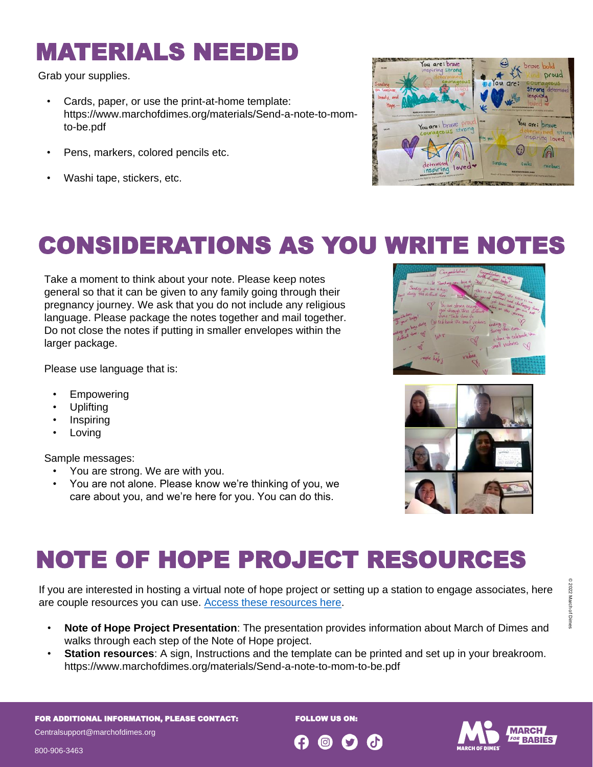# MATERIALS NEEDED

Grab your supplies.

- Cards, paper, or use the print-at-home template: https://www.marchofdimes.org/materials/Send-a-note-to-mom-to-be.pdf
- Pens, markers, colored pencils etc.
- Washi tape, stickers, etc.

# CONSIDERATIONS AS YOU WRITE NOTES

Take a moment to think about your note. Please keep notes general so that it can be given to any family going through their pregnancy journey. We ask that you do not include any religious language. Please package the notes together and mail together. Do not close the notes if putting in smaller envelopes within the larger package.

Please use language that is:

- Empowering
- Uplifting
- Inspiring
- Loving

Sample messages:

- You are strong. We are with you.
- You are not alone. Please know we're thinking of you, we care about you, and we're here for you. You can do this.

# NOTE OF HOPE PROJECT RESOURCES

If you are interested in hosting a virtual note of hope project or setting up a station to engage associates, here are couple resources you can use. Access these resources here.

- **Note of Hope Project Presentation**: The presentation provides information about March of Dimes and walks through each step of the Note of Hope project.
- **Station resources**: A sign, Instructions and the template can be printed and set up in your breakroom. https://www.marchofdimes.org/materials/Send-a-note-to-mom-to-be.pdf

© 2022 March of Dimes

**FOR ADDITIONAL INFORMATION, PLEASE CONTACT:**

Centralsupport@marchofdimes.org

800-906-3463

**FOLLOW US ON:**

MARCH OF DIMES · MARCH FOR BABIES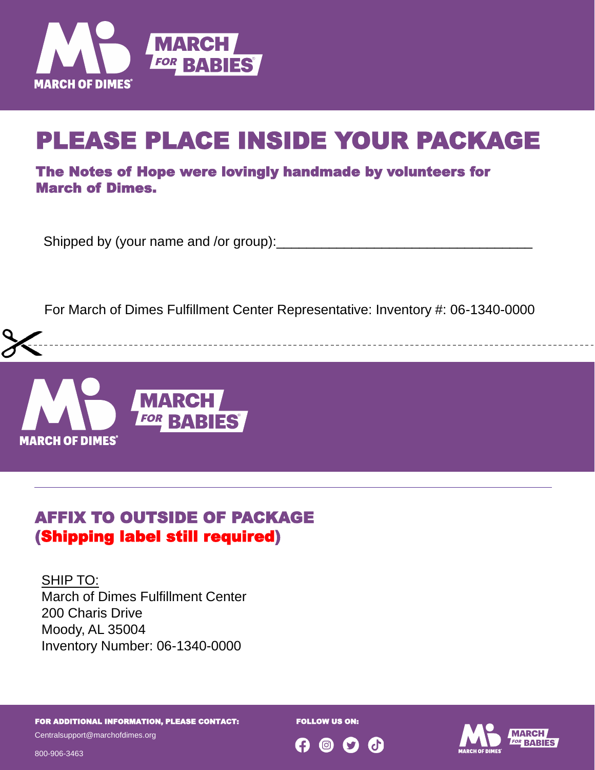MARCH OF DIMES

MARCH FOR BABIES

# PLEASE PLACE INSIDE YOUR PACKAGE

**The Notes of Hope were lovingly handmade by volunteers for March of Dimes.**

Shipped by (your name and /or group):_________________________________

For March of Dimes Fulfillment Center Representative: Inventory #: 06-1340-0000

---

MARCH OF DIMES

MARCH FOR BABIES

## AFFIX TO OUTSIDE OF PACKAGE (Shipping label still required)

SHIP TO:
March of Dimes Fulfillment Center
200 Charis Drive
Moody, AL 35004
Inventory Number: 06-1340-0000

**FOR ADDITIONAL INFORMATION, PLEASE CONTACT:**

Centralsupport@marchofdimes.org

800-906-3463

**FOLLOW US ON:**